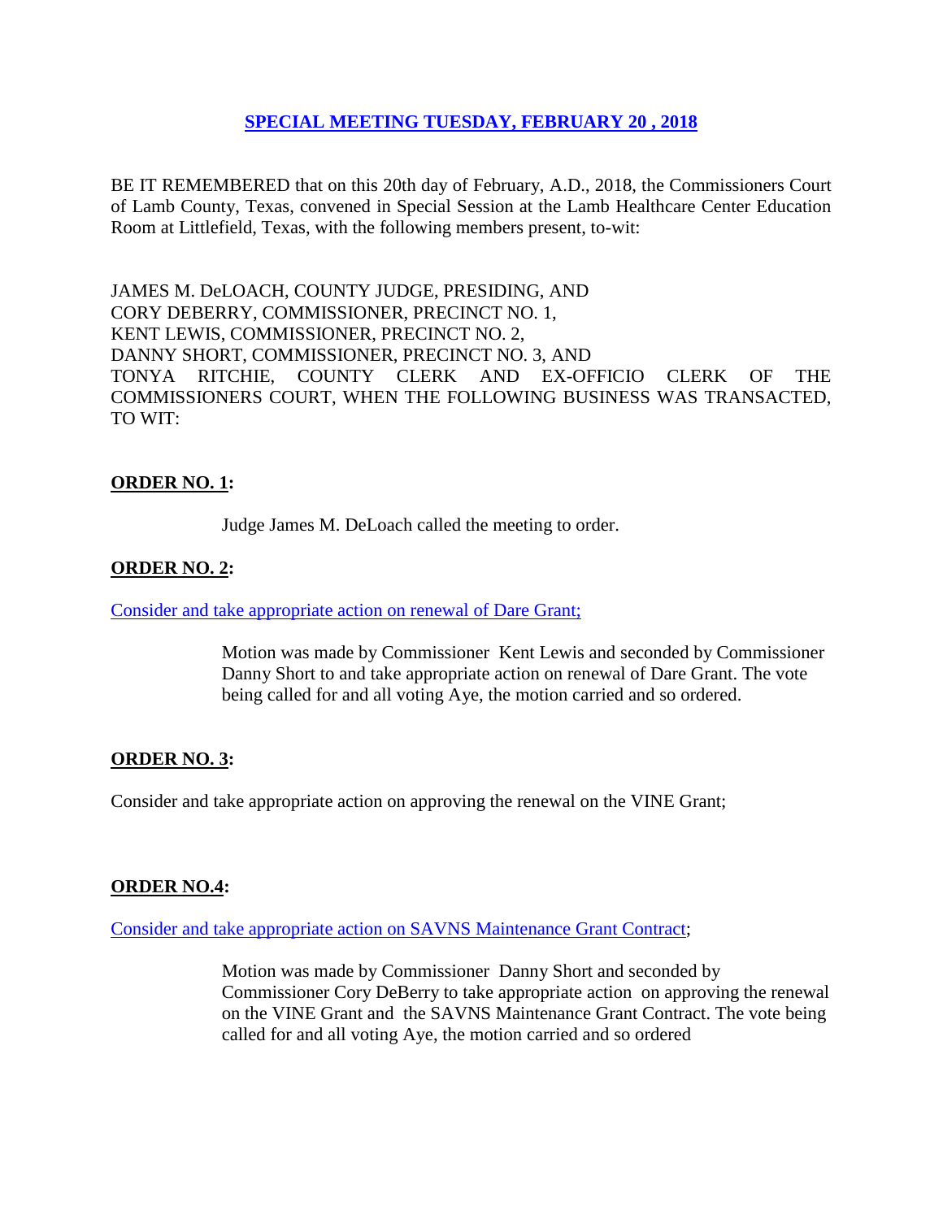## SPECIAL MEETING TUESDAY, FEBRUARY 20 , 2018

BE IT REMEMBERED that on this 20th day of February, A.D., 2018, the Commissioners Court of Lamb County, Texas, convened in Special Session at the Lamb Healthcare Center Education Room at Littlefield, Texas, with the following members present, to-wit:

JAMES M. DeLOACH, COUNTY JUDGE, PRESIDING, AND
CORY DEBERRY, COMMISSIONER, PRECINCT NO. 1,
KENT LEWIS, COMMISSIONER, PRECINCT NO. 2,
DANNY SHORT, COMMISSIONER, PRECINCT NO. 3, AND
TONYA RITCHIE, COUNTY CLERK AND EX-OFFICIO CLERK OF THE COMMISSIONERS COURT, WHEN THE FOLLOWING BUSINESS WAS TRANSACTED, TO WIT:

**ORDER NO. 1:**

Judge James M. DeLoach called the meeting to order.

**ORDER NO. 2:**

Consider and take appropriate action on renewal of Dare Grant;

Motion was made by Commissioner Kent Lewis and seconded by Commissioner Danny Short to and take appropriate action on renewal of Dare Grant. The vote being called for and all voting Aye, the motion carried and so ordered.

**ORDER NO. 3:**

Consider and take appropriate action on approving the renewal on the VINE Grant;

**ORDER NO.4:**

Consider and take appropriate action on SAVNS Maintenance Grant Contract;

Motion was made by Commissioner Danny Short and seconded by Commissioner Cory DeBerry to take appropriate action on approving the renewal on the VINE Grant and the SAVNS Maintenance Grant Contract. The vote being called for and all voting Aye, the motion carried and so ordered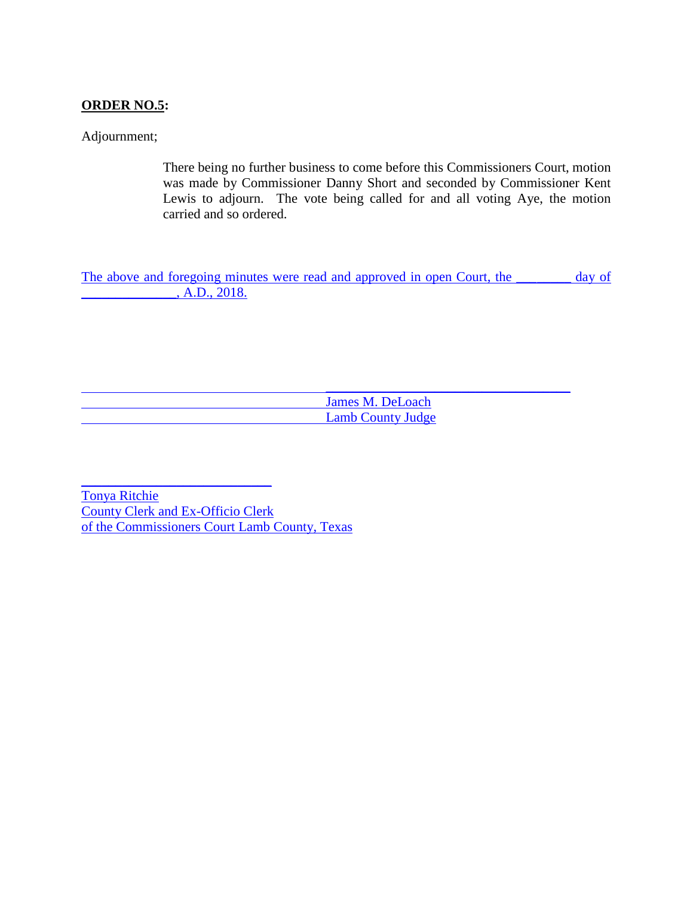**ORDER NO.5:**

Adjournment;

> There being no further business to come before this Commissioners Court, motion was made by Commissioner Danny Short and seconded by Commissioner Kent Lewis to adjourn. The vote being called for and all voting Aye, the motion carried and so ordered.

The above and foregoing minutes were read and approved in open Court, the ________ day of ______________, A.D., 2018.

_________________________________

James M. DeLoach
Lamb County Judge

____________________________

Tonya Ritchie
County Clerk and Ex-Officio Clerk
of the Commissioners Court Lamb County, Texas